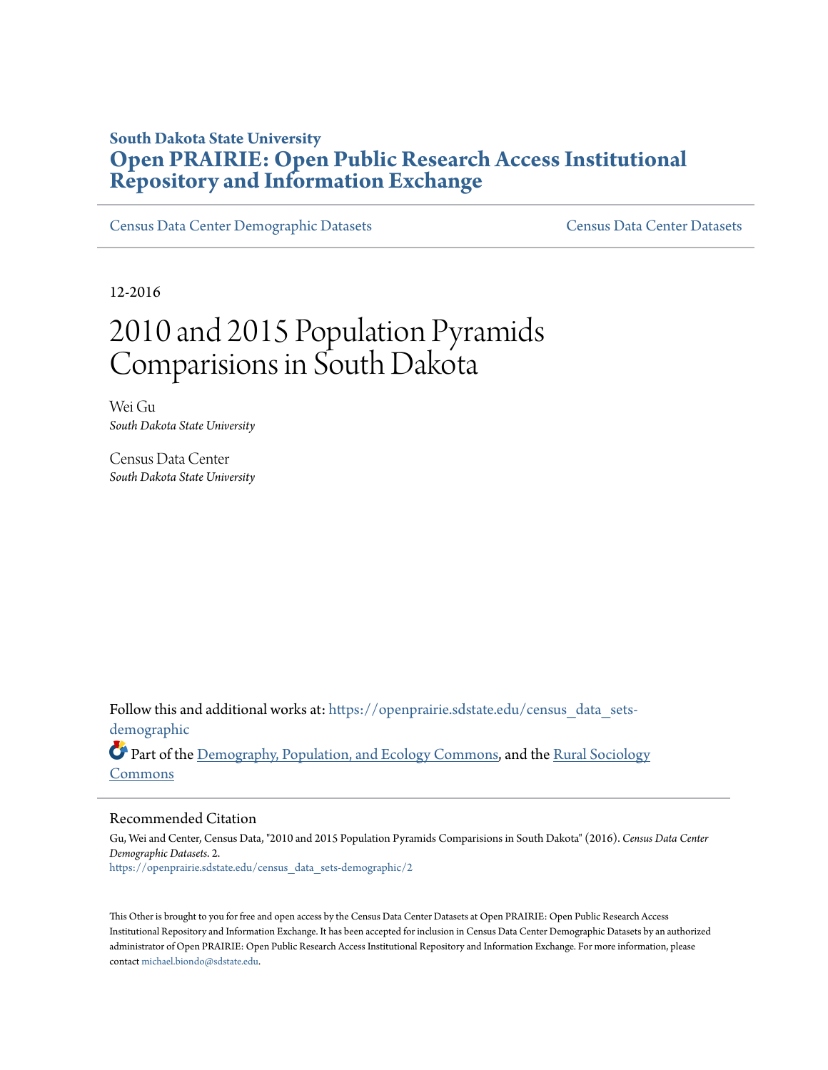**South Dakota State University**

# Open PRAIRIE: Open Public Research Access Institutional Repository and Information Exchange

Census Data Center Demographic Datasets | Census Data Center Datasets

12-2016

# 2010 and 2015 Population Pyramids Comparisions in South Dakota

Wei Gu
*South Dakota State University*

Census Data Center
*South Dakota State University*

Follow this and additional works at: https://openprairie.sdstate.edu/census_data_sets-demographic

Part of the Demography, Population, and Ecology Commons, and the Rural Sociology Commons

## Recommended Citation

Gu, Wei and Center, Census Data, "2010 and 2015 Population Pyramids Comparisions in South Dakota" (2016). *Census Data Center Demographic Datasets*. 2.
https://openprairie.sdstate.edu/census_data_sets-demographic/2

This Other is brought to you for free and open access by the Census Data Center Datasets at Open PRAIRIE: Open Public Research Access Institutional Repository and Information Exchange. It has been accepted for inclusion in Census Data Center Demographic Datasets by an authorized administrator of Open PRAIRIE: Open Public Research Access Institutional Repository and Information Exchange. For more information, please contact michael.biondo@sdstate.edu.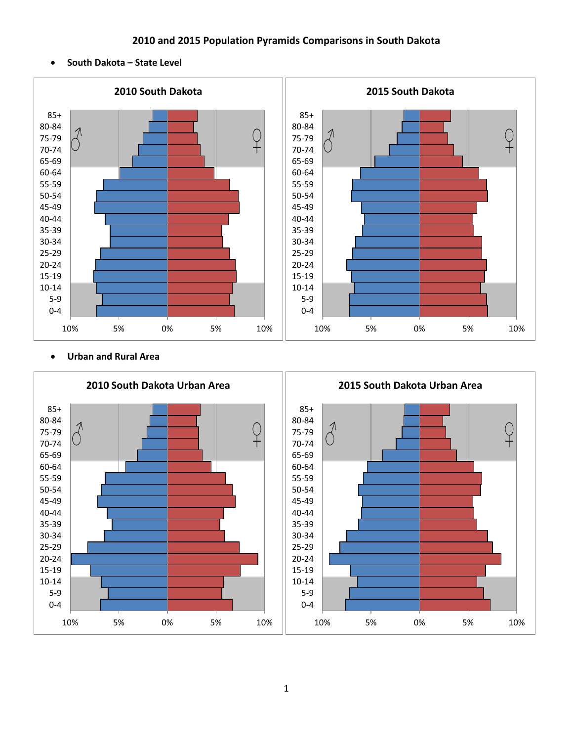# 2010 and 2015 Population Pyramids Comparisons in South Dakota

- **South Dakota – State Level**

2010 South Dakota

2015 South Dakota

- **Urban and Rural Area**

2010 South Dakota Urban Area

2015 South Dakota Urban Area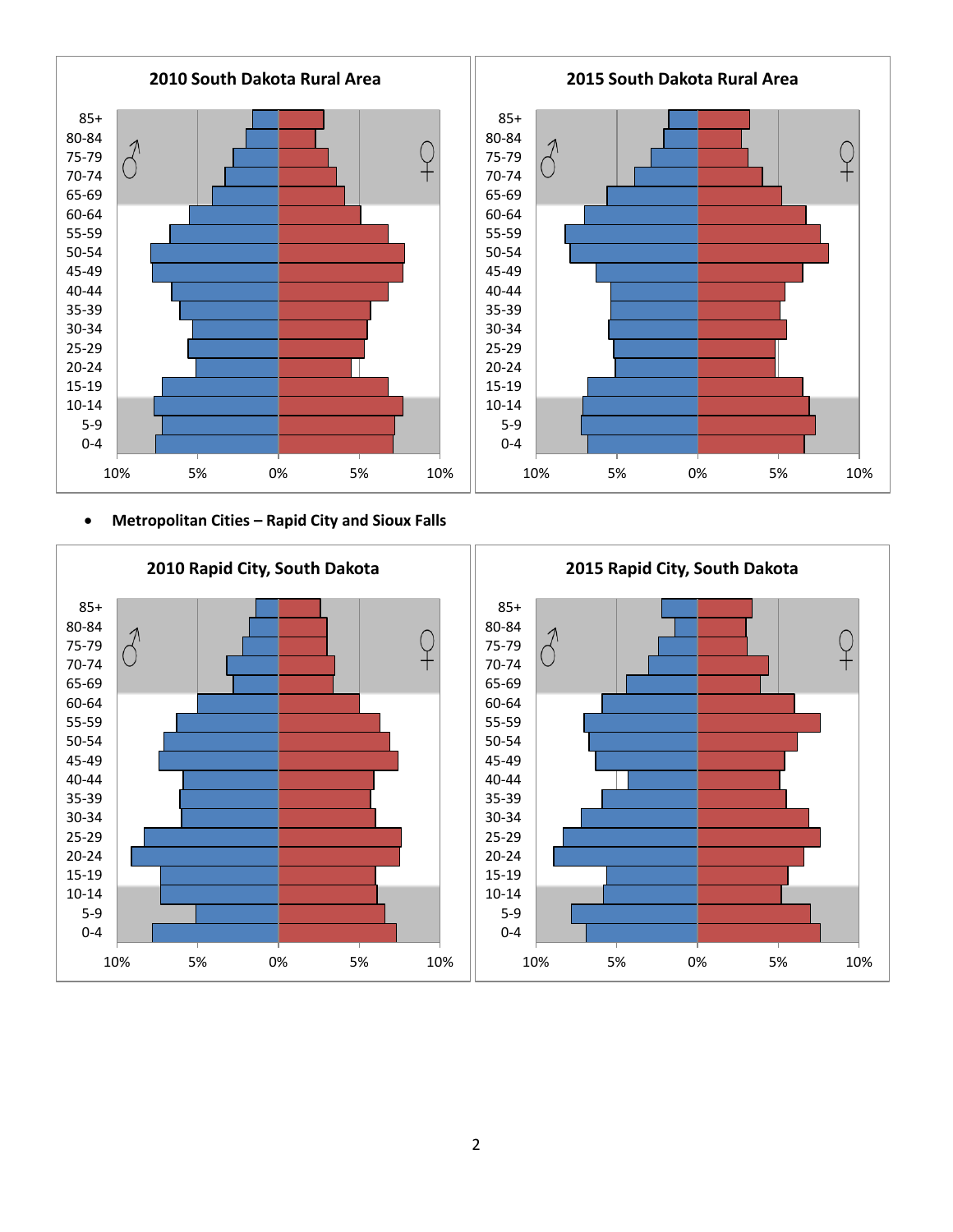**2010 South Dakota Rural Area**

**2015 South Dakota Rural Area**

- **Metropolitan Cities – Rapid City and Sioux Falls**

**2010 Rapid City, South Dakota**

**2015 Rapid City, South Dakota**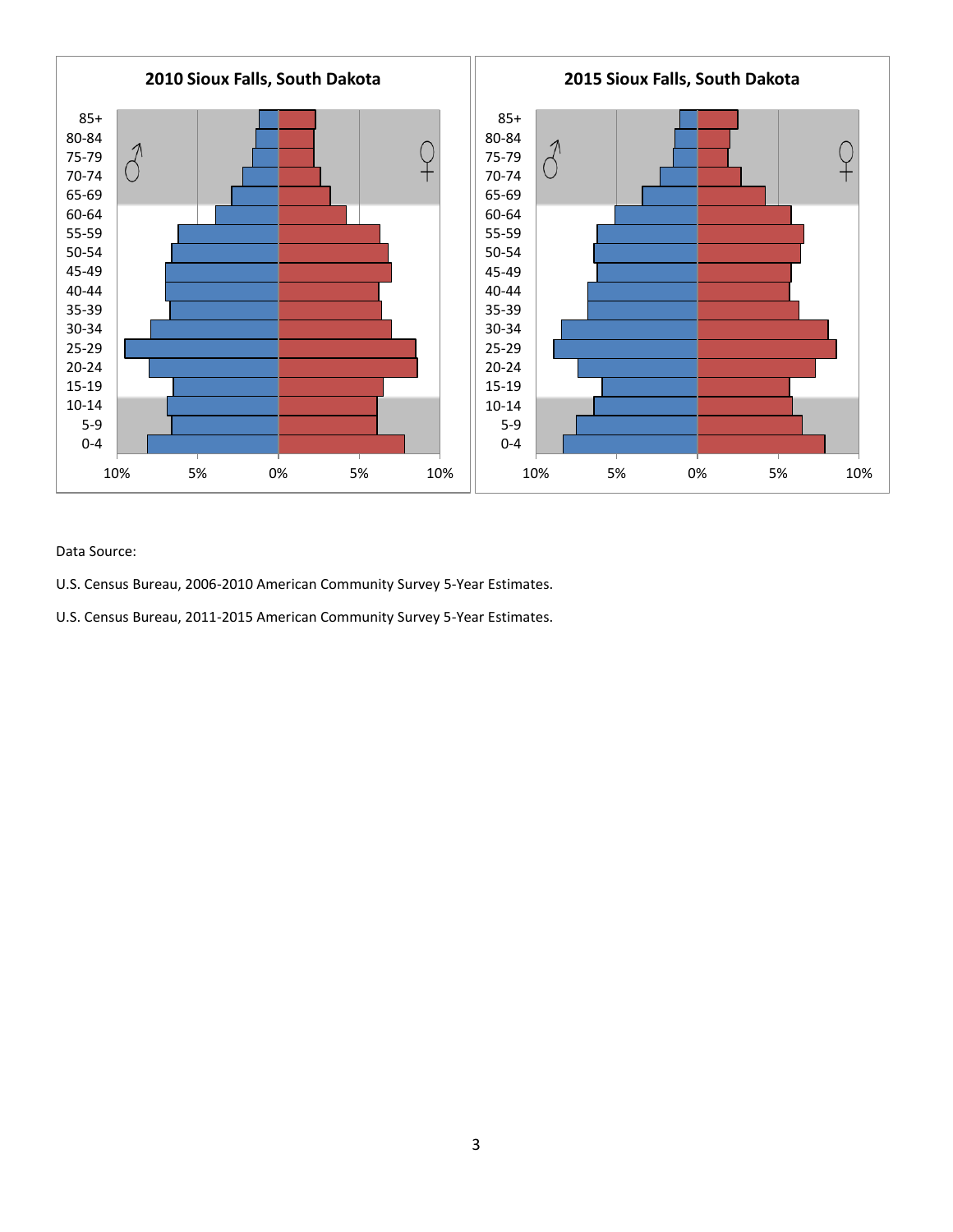**2010 Sioux Falls, South Dakota**

85+
80-84
75-79
70-74
65-69
60-64
55-59
50-54
45-49
40-44
35-39
30-34
25-29
20-24
15-19
10-14
5-9
0-4

10% 5% 0% 5% 10%

♂ ♀

**2015 Sioux Falls, South Dakota**

85+
80-84
75-79
70-74
65-69
60-64
55-59
50-54
45-49
40-44
35-39
30-34
25-29
20-24
15-19
10-14
5-9
0-4

10% 5% 0% 5% 10%

♂ ♀

Data Source:

U.S. Census Bureau, 2006-2010 American Community Survey 5-Year Estimates.

U.S. Census Bureau, 2011-2015 American Community Survey 5-Year Estimates.